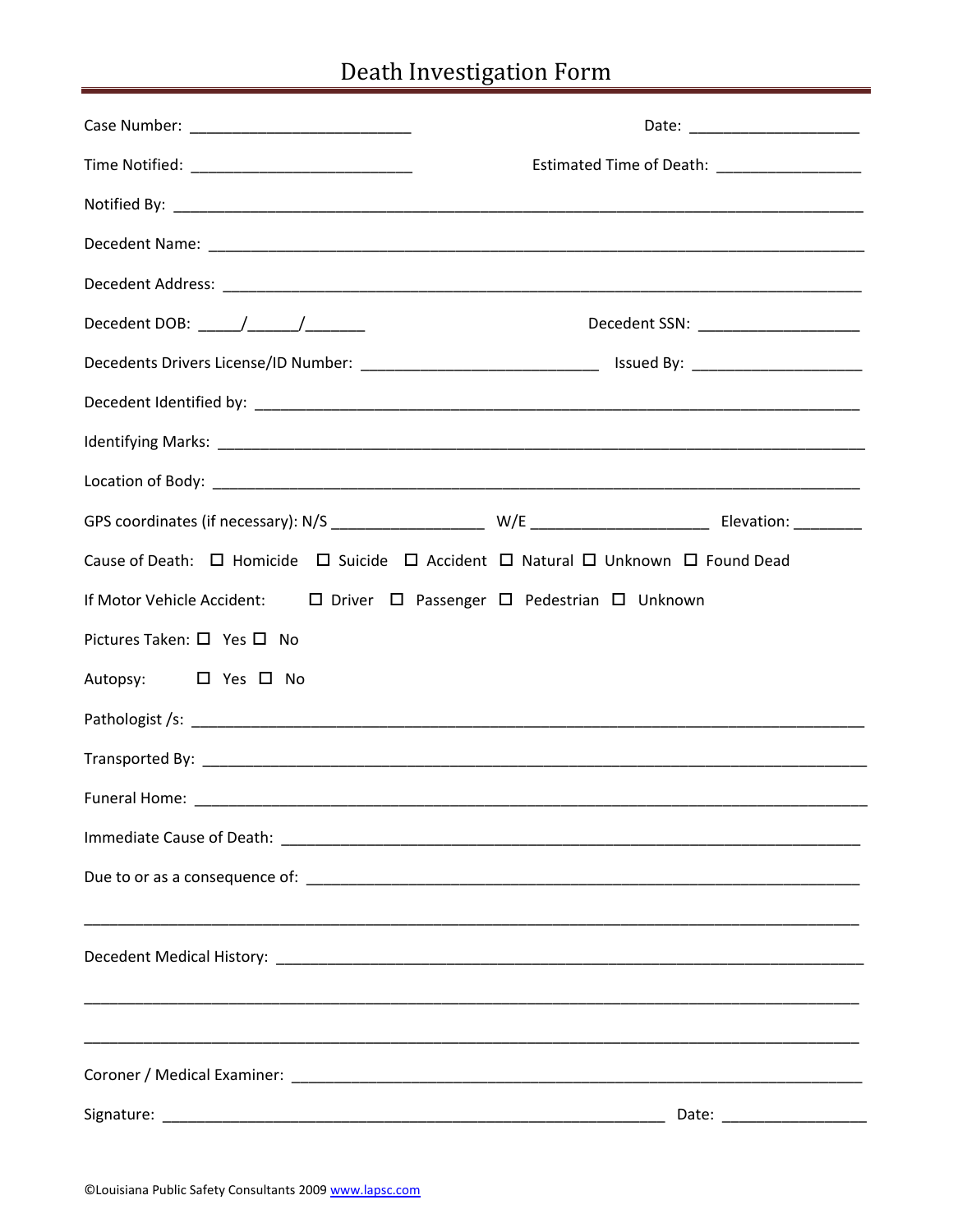# Death Investigation Form

Case Number: __________________________ Date: ____________________

Time Notified: __________________________ Estimated Time of Death: ________________

Notified By: ________________________________________________________________________________

Decedent Name: ______________________________________________________________________________

Decedent Address: ___________________________________________________________________________

Decedent DOB: _____/______/_______ Decedent SSN: ___________________

Decedents Drivers License/ID Number: ____________________________ Issued By: ____________________

Decedent Identified by: ______________________________________________________________________

Identifying Marks: __________________________________________________________________________

Location of Body: ___________________________________________________________________________

GPS coordinates (if necessary): N/S __________________ W/E ____________________ Elevation: ________

Cause of Death: ☐ Homicide ☐ Suicide ☐ Accident ☐ Natural ☐ Unknown ☐ Found Dead

If Motor Vehicle Accident: ☐ Driver ☐ Passenger ☐ Pedestrian ☐ Unknown

Pictures Taken: ☐ Yes ☐ No

Autopsy: ☐ Yes ☐ No

Pathologist /s: _____________________________________________________________________________

Transported By: _____________________________________________________________________________

Funeral Home: _______________________________________________________________________________

Immediate Cause of Death: ___________________________________________________________________

Due to or as a consequence of: ______________________________________________________________

_____________________________________________________________________________________________

Decedent Medical History: ___________________________________________________________________

_____________________________________________________________________________________________

_____________________________________________________________________________________________

Coroner / Medical Examiner: _________________________________________________________________

Signature: ____________________________________________________________ Date: ________________

©Louisiana Public Safety Consultants 2009 www.lapsc.com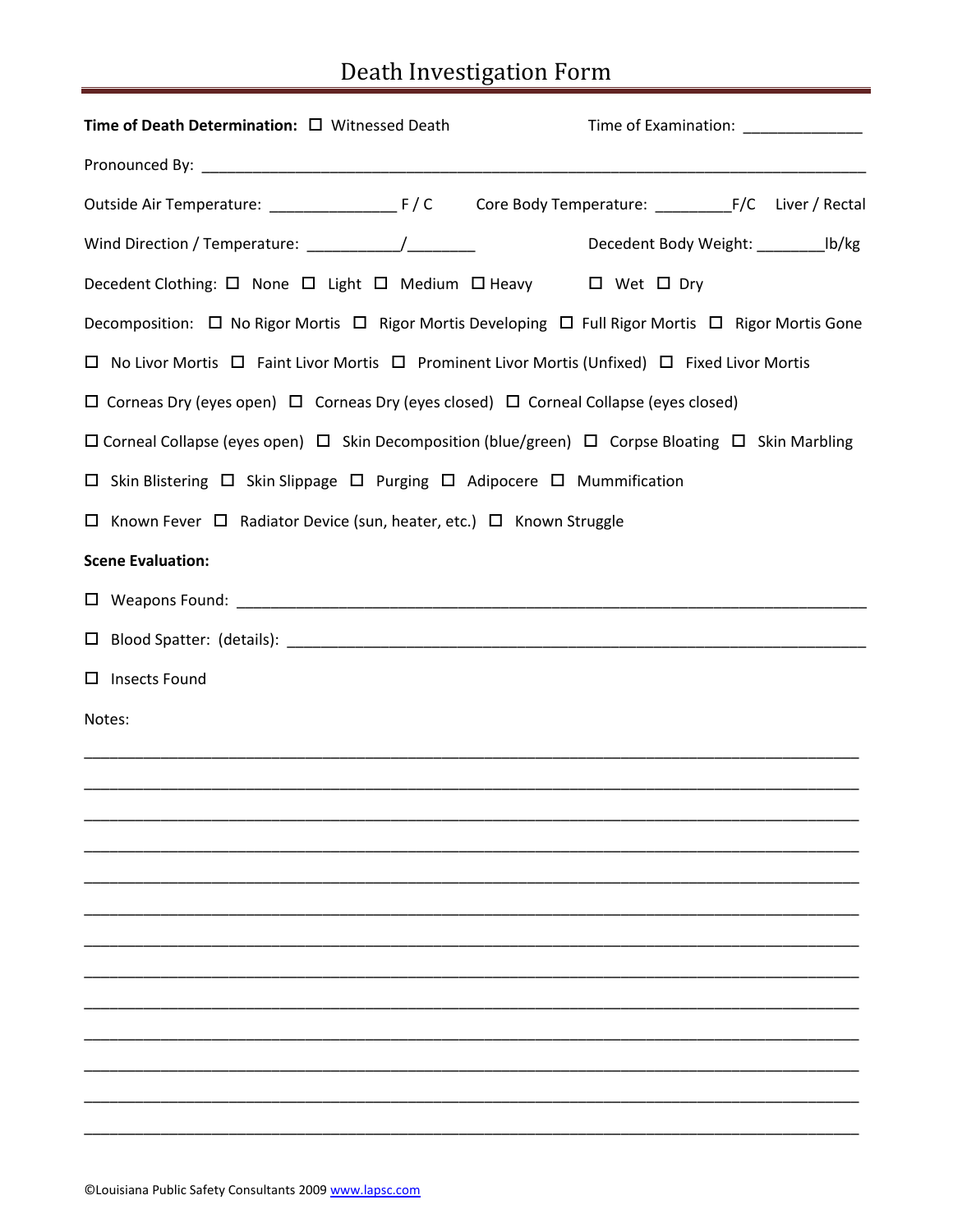# Death Investigation Form

**Time of Death Determination:** ☐ Witnessed Death Time of Examination: ______________

Pronounced By: ______________________________________________________________________________

Outside Air Temperature: _______________ F / C Core Body Temperature: _________F/C Liver / Rectal

Wind Direction / Temperature: ___________/________ Decedent Body Weight: ________lb/kg

Decedent Clothing: ☐ None ☐ Light ☐ Medium ☐ Heavy ☐ Wet ☐ Dry

Decomposition: ☐ No Rigor Mortis ☐ Rigor Mortis Developing ☐ Full Rigor Mortis ☐ Rigor Mortis Gone

☐ No Livor Mortis ☐ Faint Livor Mortis ☐ Prominent Livor Mortis (Unfixed) ☐ Fixed Livor Mortis

☐ Corneas Dry (eyes open) ☐ Corneas Dry (eyes closed) ☐ Corneal Collapse (eyes closed)

☐ Corneal Collapse (eyes open) ☐ Skin Decomposition (blue/green) ☐ Corpse Bloating ☐ Skin Marbling

☐ Skin Blistering ☐ Skin Slippage ☐ Purging ☐ Adipocere ☐ Mummification

☐ Known Fever ☐ Radiator Device (sun, heater, etc.) ☐ Known Struggle

**Scene Evaluation:**

☐ Weapons Found: ____________________________________________________________________________

☐ Blood Spatter: (details): ____________________________________________________________________

☐ Insects Found

Notes:

_____________________________________________________________________________________________

_____________________________________________________________________________________________

_____________________________________________________________________________________________

_____________________________________________________________________________________________

_____________________________________________________________________________________________

_____________________________________________________________________________________________

_____________________________________________________________________________________________

_____________________________________________________________________________________________

_____________________________________________________________________________________________

_____________________________________________________________________________________________

_____________________________________________________________________________________________

_____________________________________________________________________________________________

_____________________________________________________________________________________________

©Louisiana Public Safety Consultants 2009 www.lapsc.com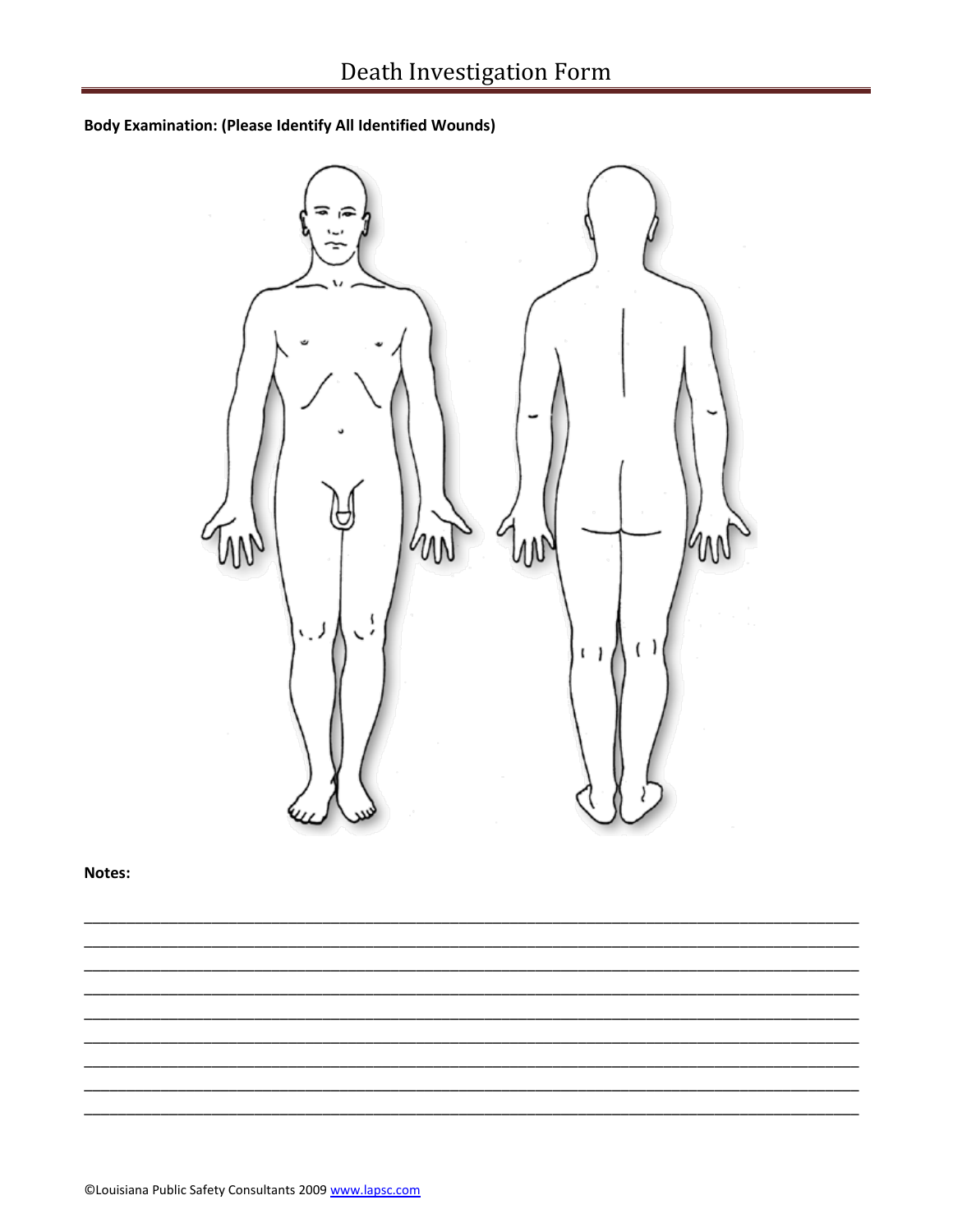# Death Investigation Form

**Body Examination: (Please Identify All Identified Wounds)**

**Notes:**

_______________________________________________________________________________

_______________________________________________________________________________

_______________________________________________________________________________

_______________________________________________________________________________

_______________________________________________________________________________

_______________________________________________________________________________

_______________________________________________________________________________

_______________________________________________________________________________

_______________________________________________________________________________

©Louisiana Public Safety Consultants 2009 www.lapsc.com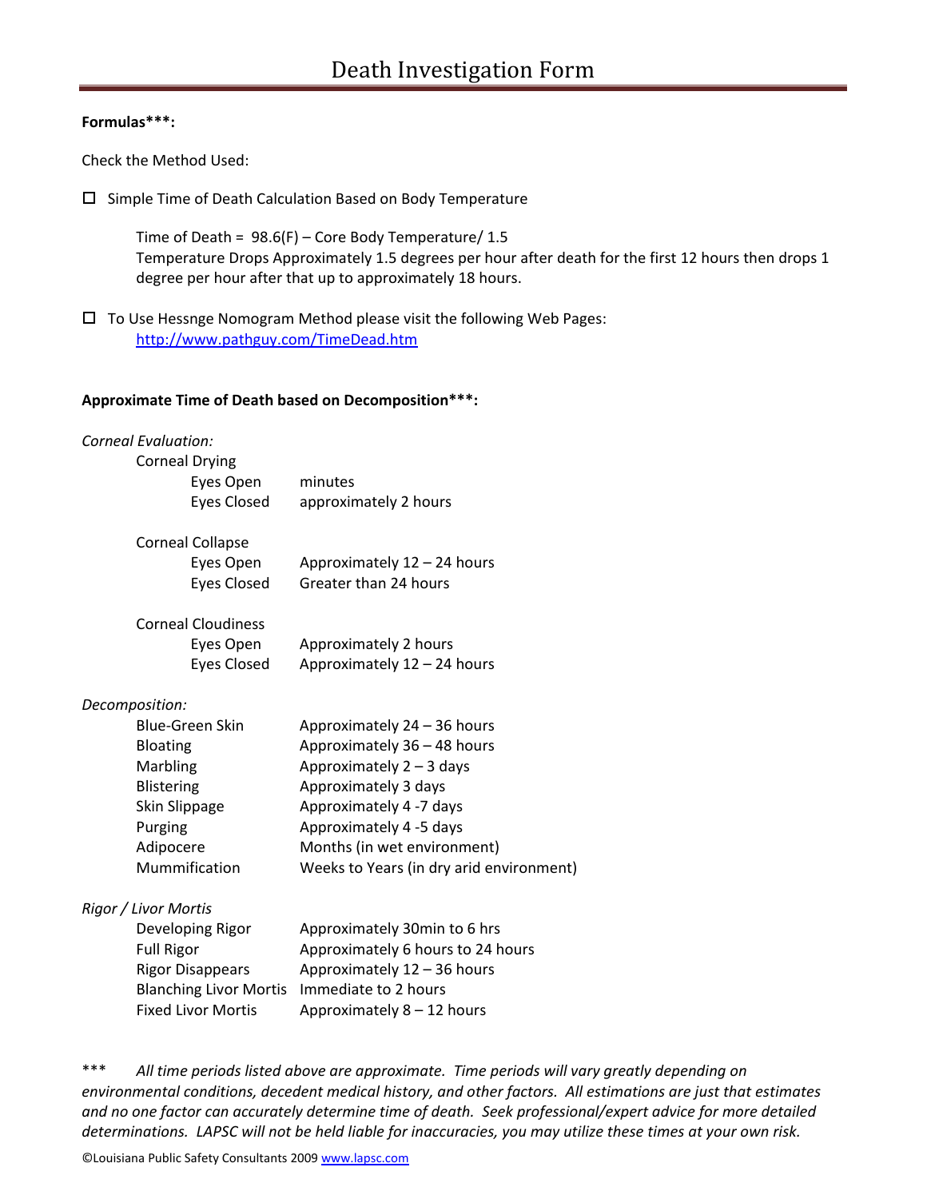# Death Investigation Form

**Formulas*\*\*:**

Check the Method Used:

☐ Simple Time of Death Calculation Based on Body Temperature

Time of Death = 98.6(F) – Core Body Temperature/ 1.5
Temperature Drops Approximately 1.5 degrees per hour after death for the first 12 hours then drops 1 degree per hour after that up to approximately 18 hours.

☐ To Use Hessnge Nomogram Method please visit the following Web Pages:
[http://www.pathguy.com/TimeDead.htm](http://www.pathguy.com/TimeDead.htm)

**Approximate Time of Death based on Decomposition***:**

*Corneal Evaluation:*

Corneal Drying

| | |
|---|---|
| Eyes Open | minutes |
| Eyes Closed | approximately 2 hours |

Corneal Collapse

| | |
|---|---|
| Eyes Open | Approximately 12 – 24 hours |
| Eyes Closed | Greater than 24 hours |

Corneal Cloudiness

| | |
|---|---|
| Eyes Open | Approximately 2 hours |
| Eyes Closed | Approximately 12 – 24 hours |

*Decomposition:*

| | |
|---|---|
| Blue-Green Skin | Approximately 24 – 36 hours |
| Bloating | Approximately 36 – 48 hours |
| Marbling | Approximately 2 – 3 days |
| Blistering | Approximately 3 days |
| Skin Slippage | Approximately 4 -7 days |
| Purging | Approximately 4 -5 days |
| Adipocere | Months (in wet environment) |
| Mummification | Weeks to Years (in dry arid environment) |

*Rigor / Livor Mortis*

| | |
|---|---|
| Developing Rigor | Approximately 30min to 6 hrs |
| Full Rigor | Approximately 6 hours to 24 hours |
| Rigor Disappears | Approximately 12 – 36 hours |
| Blanching Livor Mortis | Immediate to 2 hours |
| Fixed Livor Mortis | Approximately 8 – 12 hours |

*** *All time periods listed above are approximate. Time periods will vary greatly depending on environmental conditions, decedent medical history, and other factors. All estimations are just that estimates and no one factor can accurately determine time of death. Seek professional/expert advice for more detailed determinations. LAPSC will not be held liable for inaccuracies, you may utilize these times at your own risk.*

©Louisiana Public Safety Consultants 2009 [www.lapsc.com](http://www.lapsc.com)